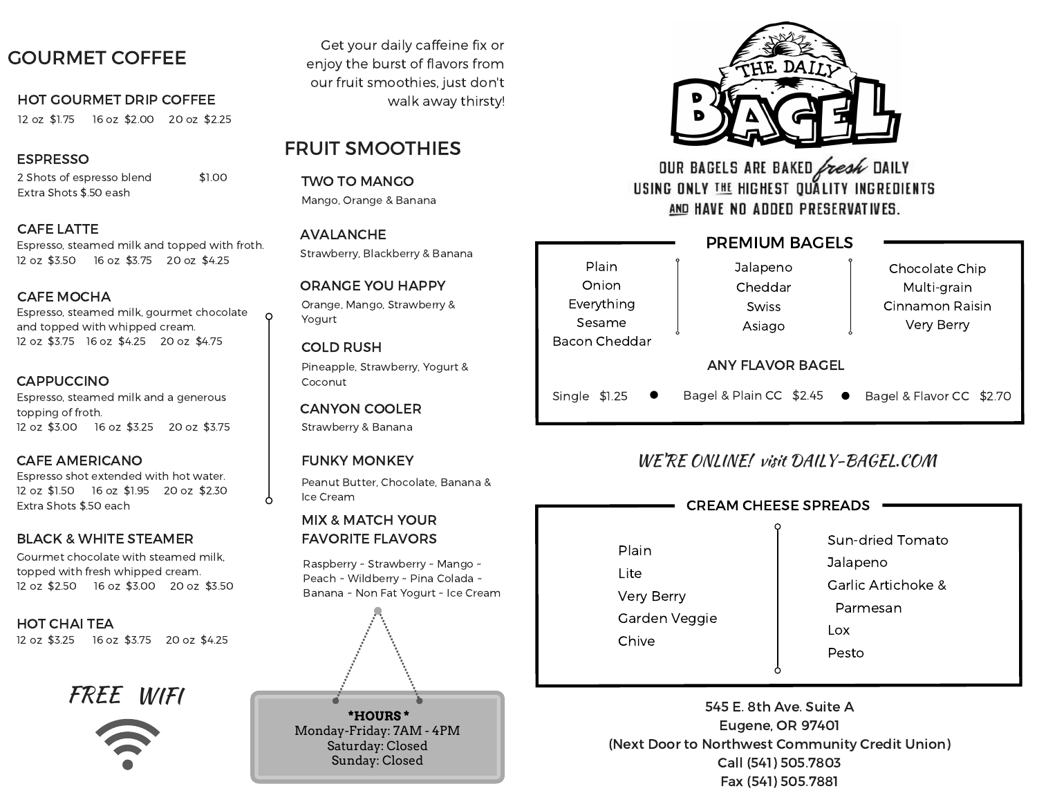## GOURMET COFFEE

### HOT GOURMET DRIP COFFEE

12 oz $1.75 16 oz $2.00 20 oz $2.25

### ESPRESSO

2 Shots of espresso blend $1.00
Extra Shots $.50 eash

### CAFE LATTE

Espresso, steamed milk and topped with froth.
12 oz $3.50 16 oz $3.75 20 oz $4.25

### CAFE MOCHA

Espresso, steamed milk, gourmet chocolate and topped with whipped cream.
12 oz $3.75 16 oz $4.25 20 oz $4.75

### CAPPUCCINO

Espresso, steamed milk and a generous topping of froth.
12 oz $3.00 16 oz $3.25 20 oz $3.75

### CAFE AMERICANO

Espresso shot extended with hot water.
12 oz $1.50 16 oz $1.95 20 oz $2.30
Extra Shots $.50 each

### BLACK & WHITE STEAMER

Gourmet chocolate with steamed milk, topped with fresh whipped cream.
12 oz $2.50 16 oz $3.00 20 oz $3.50

### HOT CHAI TEA

12 oz $3.25 16 oz $3.75 20 oz $4.25

*FREE WIFI*

Get your daily caffeine fix or enjoy the burst of flavors from our fruit smoothies, just don't walk away thirsty!

## FRUIT SMOOTHIES

### TWO TO MANGO

Mango, Orange & Banana

### AVALANCHE

Strawberry, Blackberry & Banana

### ORANGE YOU HAPPY

Orange, Mango, Strawberry & Yogurt

### COLD RUSH

Pineapple, Strawberry, Yogurt & Coconut

### CANYON COOLER

Strawberry & Banana

### FUNKY MONKEY

Peanut Butter, Chocolate, Banana & Ice Cream

### MIX & MATCH YOUR FAVORITE FLAVORS

Raspberry ~ Strawberry ~ Mango ~ Peach ~ Wildberry ~ Pina Colada ~ Banana ~ Non Fat Yogurt ~ Ice Cream

**\*HOURS\***
Monday-Friday: 7AM - 4PM
Saturday: Closed
Sunday: Closed

# THE DAILY BAGEL

OUR BAGELS ARE BAKED *fresh* DAILY USING ONLY THE HIGHEST QUALITY INGREDIENTS AND HAVE NO ADDED PRESERVATIVES.

## PREMIUM BAGELS

| | | |
|---|---|---|
| Plain | Jalapeno | Chocolate Chip |
| Onion | Cheddar | Multi-grain |
| Everything | Swiss | Cinnamon Raisin |
| Sesame | Asiago | Very Berry |
| Bacon Cheddar | | |

### ANY FLAVOR BAGEL

Single $1.25 • Bagel & Plain CC $2.45 • Bagel & Flavor CC $2.70

*WE'RE ONLINE! visit DAILY-BAGEL.COM*

## CREAM CHEESE SPREADS

| | |
|---|---|
| Plain | Sun-dried Tomato |
| Lite | Jalapeno |
| Very Berry | Garlic Artichoke & Parmesan |
| Garden Veggie | Lox |
| Chive | Pesto |

545 E. 8th Ave. Suite A
Eugene, OR 97401
(Next Door to Northwest Community Credit Union)
Call (541) 505.7803
Fax (541) 505.7881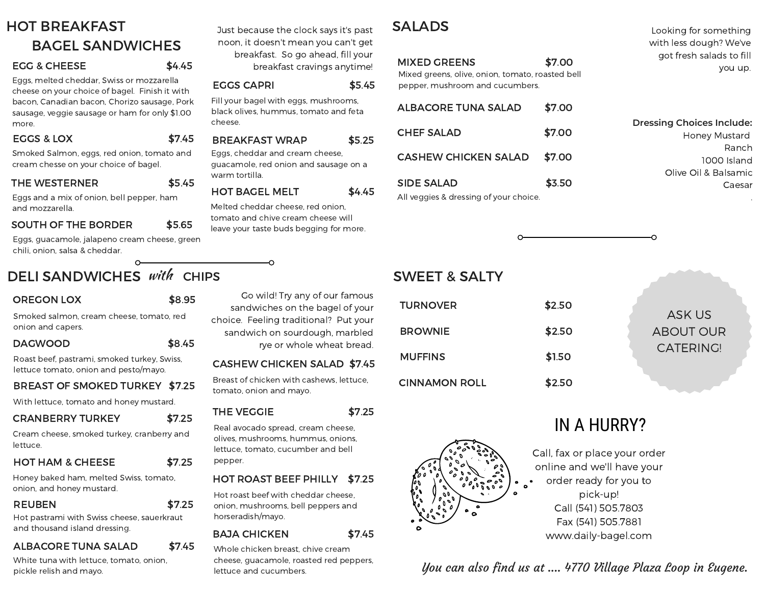# HOT BREAKFAST BAGEL SANDWICHES

Just because the clock says it's past noon, it doesn't mean you can't get breakfast. So go ahead, fill your breakfast cravings anytime!

**EGG & CHEESE** $4.45

Eggs, melted cheddar, Swiss or mozzarella cheese on your choice of bagel. Finish it with bacon, Canadian bacon, Chorizo sausage, Pork sausage, veggie sausage or ham for only $1.00 more.

**EGGS & LOX** $7.45

Smoked Salmon, eggs, red onion, tomato and cream chesse on your choice of bagel.

**THE WESTERNER** $5.45

Eggs and a mix of onion, bell pepper, ham and mozzarella.

**SOUTH OF THE BORDER** $5.65

Eggs, guacamole, jalapeno cream cheese, green chili, onion, salsa & cheddar.

**EGGS CAPRI** $5.45

Fill your bagel with eggs, mushrooms, black olives, hummus, tomato and feta cheese.

**BREAKFAST WRAP** $5.25

Eggs, cheddar and cream cheese, guacamole, red onion and sausage on a warm tortilla.

**HOT BAGEL MELT** $4.45

Melted cheddar cheese, red onion, tomato and chive cream cheese will leave your taste buds begging for more.

# DELI SANDWICHES *with* CHIPS

Go wild! Try any of our famous sandwiches on the bagel of your choice. Feeling traditional? Put your sandwich on sourdough, marbled rye or whole wheat bread.

**OREGON LOX** $8.95

Smoked salmon, cream cheese, tomato, red onion and capers.

**DAGWOOD** $8.45

Roast beef, pastrami, smoked turkey, Swiss, lettuce tomato, onion and pesto/mayo.

**BREAST OF SMOKED TURKEY** $7.25

With lettuce, tomato and honey mustard.

**CRANBERRY TURKEY** $7.25

Cream cheese, smoked turkey, cranberry and lettuce.

**HOT HAM & CHEESE** $7.25

Honey baked ham, melted Swiss, tomato, onion, and honey mustard.

**REUBEN** $7.25

Hot pastrami with Swiss cheese, sauerkraut and thousand island dressing.

**ALBACORE TUNA SALAD** $7.45

White tuna with lettuce, tomato, onion, pickle relish and mayo.

**CASHEW CHICKEN SALAD** $7.45

Breast of chicken with cashews, lettuce, tomato, onion and mayo.

**THE VEGGIE** $7.25

Real avocado spread, cream cheese, olives, mushrooms, hummus, onions, lettuce, tomato, cucumber and bell pepper.

**HOT ROAST BEEF PHILLY** $7.25

Hot roast beef with cheddar cheese, onion, mushrooms, bell peppers and horseradish/mayo.

**BAJA CHICKEN** $7.45

Whole chicken breast, chive cream cheese, guacamole, roasted red peppers, lettuce and cucumbers.

# SALADS

Looking for something with less dough? We've got fresh salads to fill you up.

**MIXED GREENS** $7.00

Mixed greens, olive, onion, tomato, roasted bell pepper, mushroom and cucumbers.

**ALBACORE TUNA SALAD** $7.00

**CHEF SALAD** $7.00

**CASHEW CHICKEN SALAD** $7.00

**SIDE SALAD** $3.50

All veggies & dressing of your choice.

**Dressing Choices Include:**

Honey Mustard
Ranch
1000 Island
Olive Oil & Balsamic
Caesar

# SWEET & SALTY

**TURNOVER** $2.50

**BROWNIE** $2.50

**MUFFINS** $1.50

**CINNAMON ROLL** $2.50

ASK US ABOUT OUR CATERING!

## IN A HURRY?

Call, fax or place your order online and we'll have your order ready for you to pick-up!

Call (541) 505.7803
Fax (541) 505.7881
www.daily-bagel.com

*You can also find us at .... 4770 Village Plaza Loop in Eugene.*